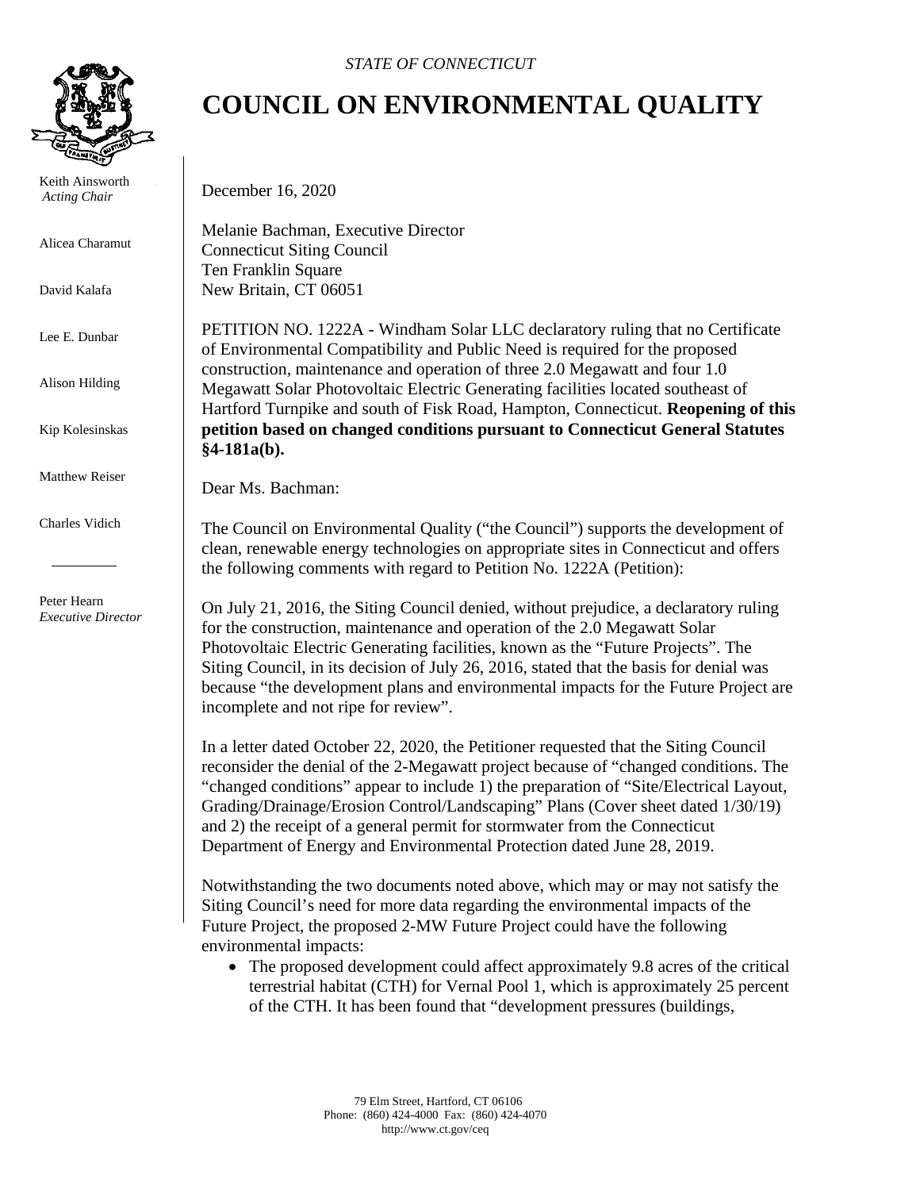*STATE OF CONNECTICUT*

# COUNCIL ON ENVIRONMENTAL QUALITY

Keith Ainsworth
*Acting Chair*

Alicea Charamut

David Kalafa

Lee E. Dunbar

Alison Hilding

Kip Kolesinskas

Matthew Reiser

Charles Vidich

Peter Hearn
*Executive Director*

December 16, 2020

Melanie Bachman, Executive Director
Connecticut Siting Council
Ten Franklin Square
New Britain, CT 06051

PETITION NO. 1222A - Windham Solar LLC declaratory ruling that no Certificate of Environmental Compatibility and Public Need is required for the proposed construction, maintenance and operation of three 2.0 Megawatt and four 1.0 Megawatt Solar Photovoltaic Electric Generating facilities located southeast of Hartford Turnpike and south of Fisk Road, Hampton, Connecticut. **Reopening of this petition based on changed conditions pursuant to Connecticut General Statutes §4-181a(b).**

Dear Ms. Bachman:

The Council on Environmental Quality ("the Council") supports the development of clean, renewable energy technologies on appropriate sites in Connecticut and offers the following comments with regard to Petition No. 1222A (Petition):

On July 21, 2016, the Siting Council denied, without prejudice, a declaratory ruling for the construction, maintenance and operation of the 2.0 Megawatt Solar Photovoltaic Electric Generating facilities, known as the "Future Projects". The Siting Council, in its decision of July 26, 2016, stated that the basis for denial was because "the development plans and environmental impacts for the Future Project are incomplete and not ripe for review".

In a letter dated October 22, 2020, the Petitioner requested that the Siting Council reconsider the denial of the 2-Megawatt project because of "changed conditions. The "changed conditions" appear to include 1) the preparation of "Site/Electrical Layout, Grading/Drainage/Erosion Control/Landscaping" Plans (Cover sheet dated 1/30/19) and 2) the receipt of a general permit for stormwater from the Connecticut Department of Energy and Environmental Protection dated June 28, 2019.

Notwithstanding the two documents noted above, which may or may not satisfy the Siting Council's need for more data regarding the environmental impacts of the Future Project, the proposed 2-MW Future Project could have the following environmental impacts:

- The proposed development could affect approximately 9.8 acres of the critical terrestrial habitat (CTH) for Vernal Pool 1, which is approximately 25 percent of the CTH. It has been found that "development pressures (buildings,

79 Elm Street, Hartford, CT 06106
Phone: (860) 424-4000 Fax: (860) 424-4070
http://www.ct.gov/ceq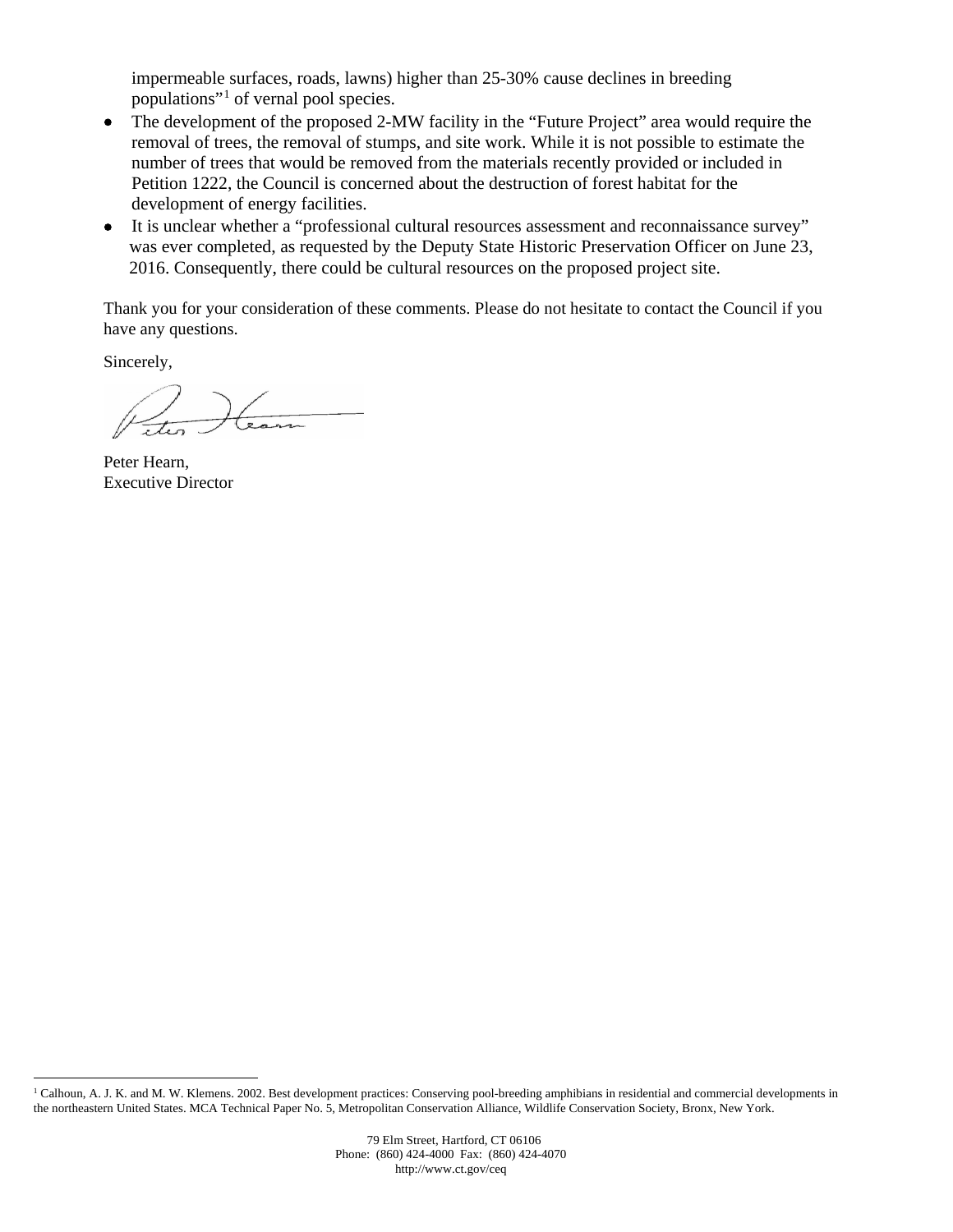impermeable surfaces, roads, lawns) higher than 25-30% cause declines in breeding populations"[1] of vernal pool species.

- The development of the proposed 2-MW facility in the "Future Project" area would require the removal of trees, the removal of stumps, and site work. While it is not possible to estimate the number of trees that would be removed from the materials recently provided or included in Petition 1222, the Council is concerned about the destruction of forest habitat for the development of energy facilities.
- It is unclear whether a "professional cultural resources assessment and reconnaissance survey" was ever completed, as requested by the Deputy State Historic Preservation Officer on June 23, 2016. Consequently, there could be cultural resources on the proposed project site.

Thank you for your consideration of these comments. Please do not hesitate to contact the Council if you have any questions.

Sincerely,

Peter Hearn,
Executive Director

---

[1] Calhoun, A. J. K. and M. W. Klemens. 2002. Best development practices: Conserving pool-breeding amphibians in residential and commercial developments in the northeastern United States. MCA Technical Paper No. 5, Metropolitan Conservation Alliance, Wildlife Conservation Society, Bronx, New York.

79 Elm Street, Hartford, CT 06106
Phone: (860) 424-4000 Fax: (860) 424-4070
http://www.ct.gov/ceq